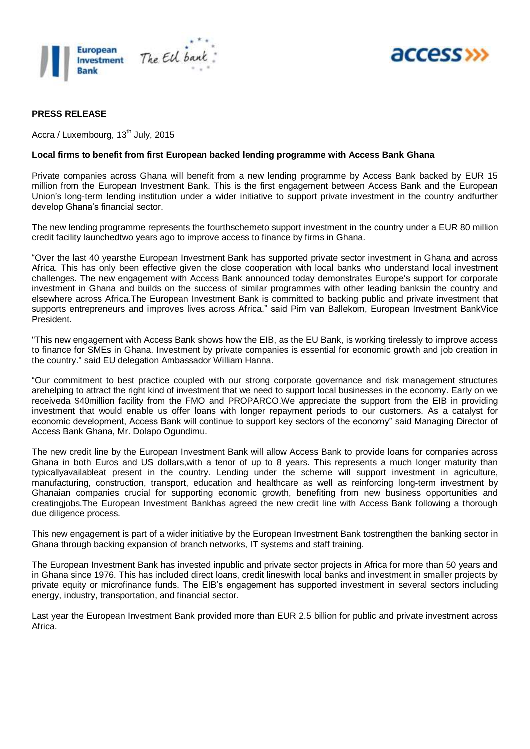**PRESS RELEASE**

Accra / Luxembourg, 13th July, 2015

**Local firms to benefit from first European backed lending programme with Access Bank Ghana**

Private companies across Ghana will benefit from a new lending programme by Access Bank backed by EUR 15 million from the European Investment Bank. This is the first engagement between Access Bank and the European Union's long-term lending institution under a wider initiative to support private investment in the country andfurther develop Ghana's financial sector.

The new lending programme represents the fourthschemeto support investment in the country under a EUR 80 million credit facility launchedtwo years ago to improve access to finance by firms in Ghana.

"Over the last 40 yearsthe European Investment Bank has supported private sector investment in Ghana and across Africa. This has only been effective given the close cooperation with local banks who understand local investment challenges. The new engagement with Access Bank announced today demonstrates Europe's support for corporate investment in Ghana and builds on the success of similar programmes with other leading banksin the country and elsewhere across Africa.The European Investment Bank is committed to backing public and private investment that supports entrepreneurs and improves lives across Africa." said Pim van Ballekom, European Investment BankVice President.

"This new engagement with Access Bank shows how the EIB, as the EU Bank, is working tirelessly to improve access to finance for SMEs in Ghana. Investment by private companies is essential for economic growth and job creation in the country." said EU delegation Ambassador William Hanna.

"Our commitment to best practice coupled with our strong corporate governance and risk management structures arehelping to attract the right kind of investment that we need to support local businesses in the economy. Early on we receiveda $40million facility from the FMO and PROPARCO.We appreciate the support from the EIB in providing investment that would enable us offer loans with longer repayment periods to our customers. As a catalyst for economic development, Access Bank will continue to support key sectors of the economy" said Managing Director of Access Bank Ghana, Mr. Dolapo Ogundimu.

The new credit line by the European Investment Bank will allow Access Bank to provide loans for companies across Ghana in both Euros and US dollars,with a tenor of up to 8 years. This represents a much longer maturity than typicallyavailableat present in the country. Lending under the scheme will support investment in agriculture, manufacturing, construction, transport, education and healthcare as well as reinforcing long-term investment by Ghanaian companies crucial for supporting economic growth, benefiting from new business opportunities and creatingjobs.The European Investment Bankhas agreed the new credit line with Access Bank following a thorough due diligence process.

This new engagement is part of a wider initiative by the European Investment Bank tostrengthen the banking sector in Ghana through backing expansion of branch networks, IT systems and staff training.

The European Investment Bank has invested inpublic and private sector projects in Africa for more than 50 years and in Ghana since 1976. This has included direct loans, credit lineswith local banks and investment in smaller projects by private equity or microfinance funds. The EIB's engagement has supported investment in several sectors including energy, industry, transportation, and financial sector.

Last year the European Investment Bank provided more than EUR 2.5 billion for public and private investment across Africa.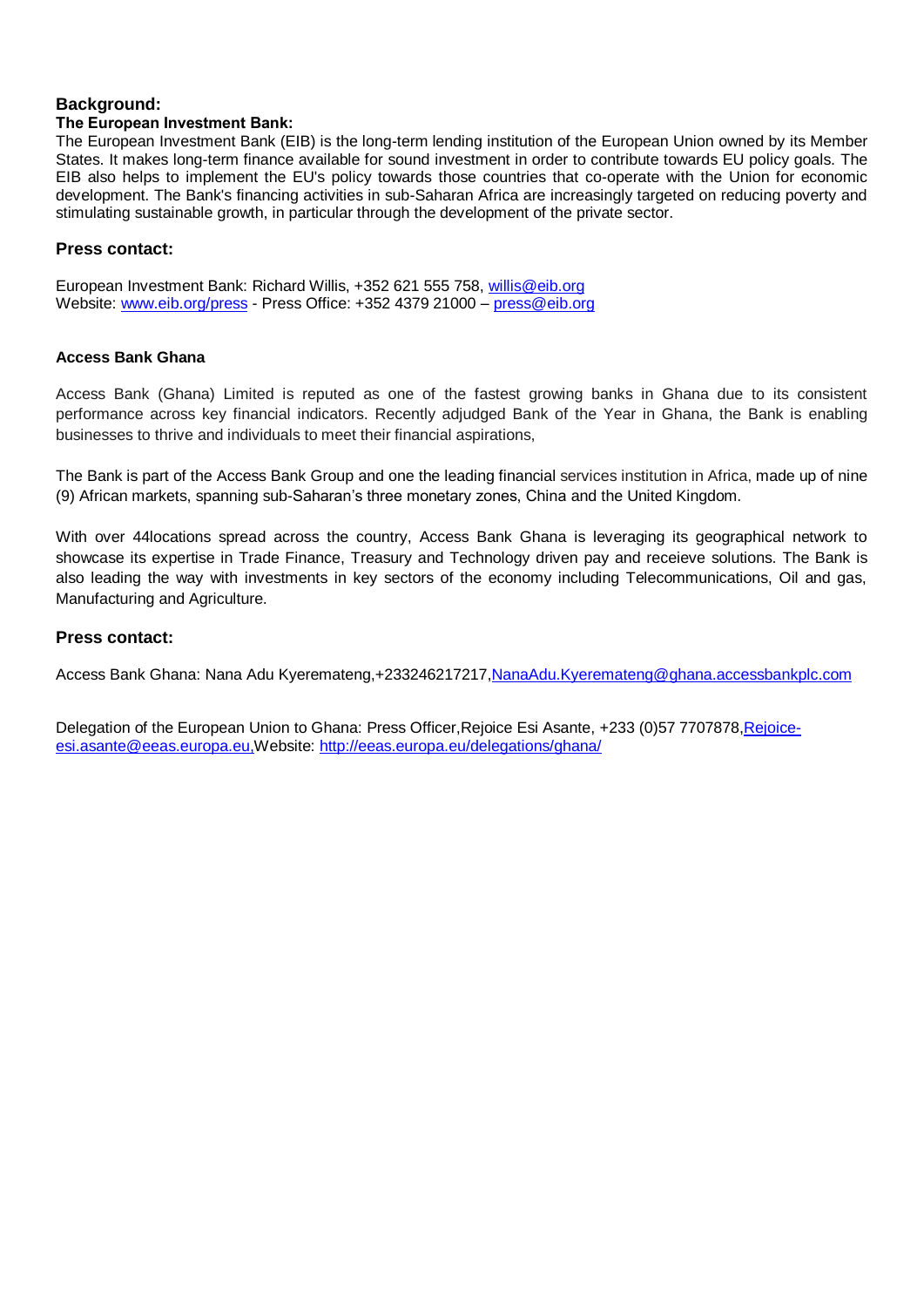## Background:

### The European Investment Bank:

The European Investment Bank (EIB) is the long-term lending institution of the European Union owned by its Member States. It makes long-term finance available for sound investment in order to contribute towards EU policy goals. The EIB also helps to implement the EU's policy towards those countries that co-operate with the Union for economic development. The Bank's financing activities in sub-Saharan Africa are increasingly targeted on reducing poverty and stimulating sustainable growth, in particular through the development of the private sector.

### Press contact:

European Investment Bank: Richard Willis, +352 621 555 758, willis@eib.org
Website: www.eib.org/press - Press Office: +352 4379 21000 – press@eib.org

### Access Bank Ghana

Access Bank (Ghana) Limited is reputed as one of the fastest growing banks in Ghana due to its consistent performance across key financial indicators. Recently adjudged Bank of the Year in Ghana, the Bank is enabling businesses to thrive and individuals to meet their financial aspirations,

The Bank is part of the Access Bank Group and one the leading financial services institution in Africa, made up of nine (9) African markets, spanning sub-Saharan's three monetary zones, China and the United Kingdom.

With over 44locations spread across the country, Access Bank Ghana is leveraging its geographical network to showcase its expertise in Trade Finance, Treasury and Technology driven pay and receieve solutions. The Bank is also leading the way with investments in key sectors of the economy including Telecommunications, Oil and gas, Manufacturing and Agriculture.

### Press contact:

Access Bank Ghana: Nana Adu Kyeremateng,+233246217217,NanaAdu.Kyeremateng@ghana.accessbankplc.com

Delegation of the European Union to Ghana: Press Officer,Rejoice Esi Asante, +233 (0)57 7707878,Rejoice-esi.asante@eeas.europa.eu,Website: http://eeas.europa.eu/delegations/ghana/